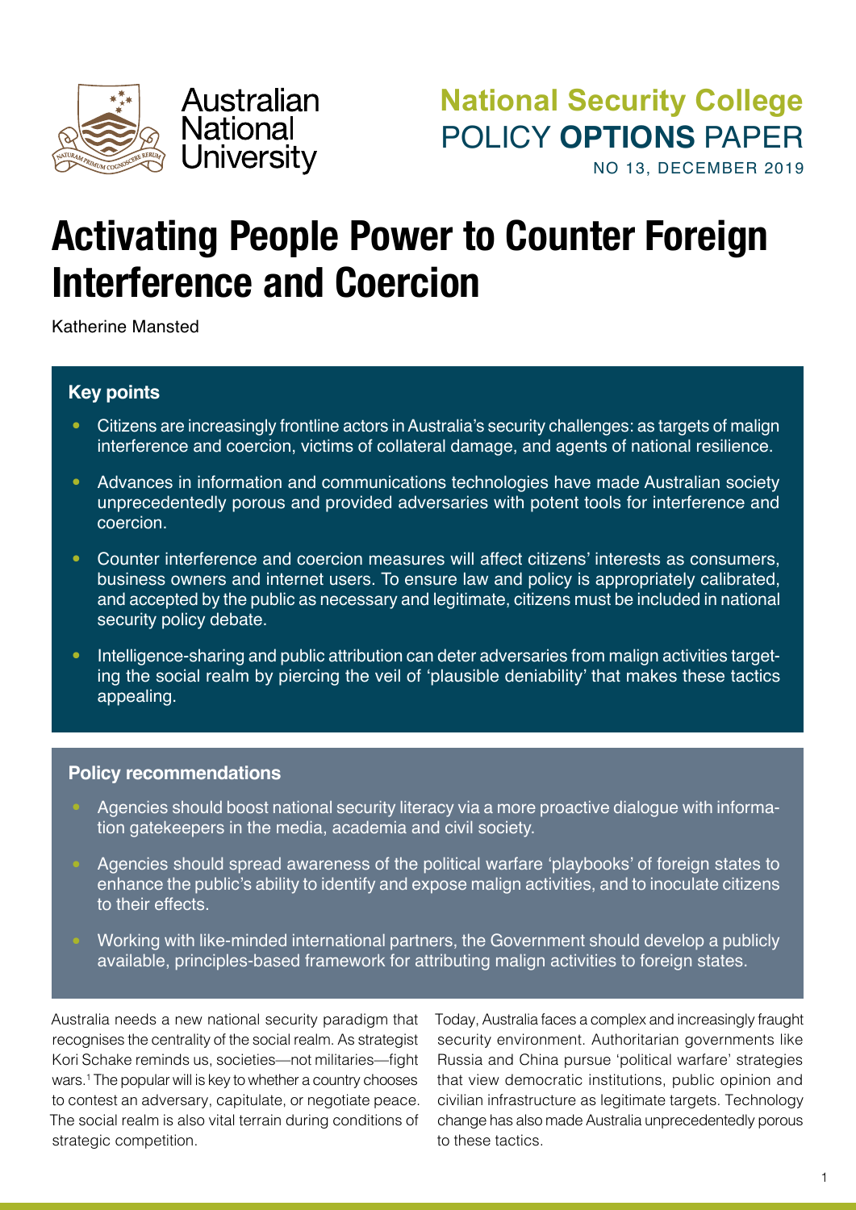Australian National University

**National Security College**
POLICY **OPTIONS** PAPER
NO 13, DECEMBER 2019

# Activating People Power to Counter Foreign Interference and Coercion

Katherine Mansted

## Key points

- Citizens are increasingly frontline actors in Australia's security challenges: as targets of malign interference and coercion, victims of collateral damage, and agents of national resilience.
- Advances in information and communications technologies have made Australian society unprecedentedly porous and provided adversaries with potent tools for interference and coercion.
- Counter interference and coercion measures will affect citizens' interests as consumers, business owners and internet users. To ensure law and policy is appropriately calibrated, and accepted by the public as necessary and legitimate, citizens must be included in national security policy debate.
- Intelligence-sharing and public attribution can deter adversaries from malign activities targeting the social realm by piercing the veil of 'plausible deniability' that makes these tactics appealing.

## Policy recommendations

- Agencies should boost national security literacy via a more proactive dialogue with information gatekeepers in the media, academia and civil society.
- Agencies should spread awareness of the political warfare 'playbooks' of foreign states to enhance the public's ability to identify and expose malign activities, and to inoculate citizens to their effects.
- Working with like-minded international partners, the Government should develop a publicly available, principles-based framework for attributing malign activities to foreign states.

Australia needs a new national security paradigm that recognises the centrality of the social realm. As strategist Kori Schake reminds us, societies—not militaries—fight wars.[1] The popular will is key to whether a country chooses to contest an adversary, capitulate, or negotiate peace. The social realm is also vital terrain during conditions of strategic competition.

Today, Australia faces a complex and increasingly fraught security environment. Authoritarian governments like Russia and China pursue 'political warfare' strategies that view democratic institutions, public opinion and civilian infrastructure as legitimate targets. Technology change has also made Australia unprecedentedly porous to these tactics.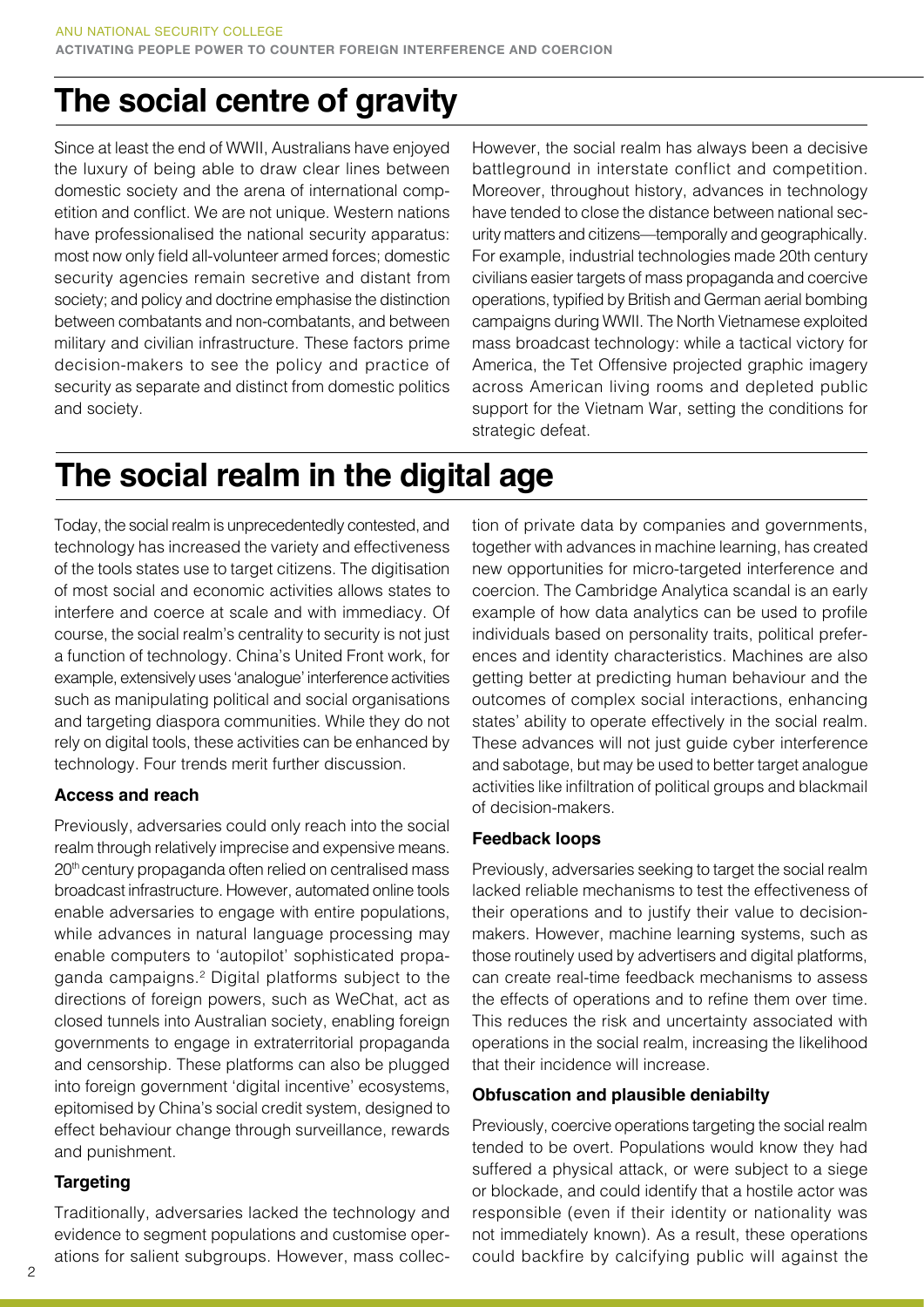# The social centre of gravity

Since at least the end of WWII, Australians have enjoyed the luxury of being able to draw clear lines between domestic society and the arena of international competition and conflict. We are not unique. Western nations have professionalised the national security apparatus: most now only field all-volunteer armed forces; domestic security agencies remain secretive and distant from society; and policy and doctrine emphasise the distinction between combatants and non-combatants, and between military and civilian infrastructure. These factors prime decision-makers to see the policy and practice of security as separate and distinct from domestic politics and society.

However, the social realm has always been a decisive battleground in interstate conflict and competition. Moreover, throughout history, advances in technology have tended to close the distance between national security matters and citizens—temporally and geographically. For example, industrial technologies made 20th century civilians easier targets of mass propaganda and coercive operations, typified by British and German aerial bombing campaigns during WWII. The North Vietnamese exploited mass broadcast technology: while a tactical victory for America, the Tet Offensive projected graphic imagery across American living rooms and depleted public support for the Vietnam War, setting the conditions for strategic defeat.

# The social realm in the digital age

Today, the social realm is unprecedentedly contested, and technology has increased the variety and effectiveness of the tools states use to target citizens. The digitisation of most social and economic activities allows states to interfere and coerce at scale and with immediacy. Of course, the social realm's centrality to security is not just a function of technology. China's United Front work, for example, extensively uses 'analogue' interference activities such as manipulating political and social organisations and targeting diaspora communities. While they do not rely on digital tools, these activities can be enhanced by technology. Four trends merit further discussion.

### Access and reach

Previously, adversaries could only reach into the social realm through relatively imprecise and expensive means. 20th century propaganda often relied on centralised mass broadcast infrastructure. However, automated online tools enable adversaries to engage with entire populations, while advances in natural language processing may enable computers to 'autopilot' sophisticated propaganda campaigns.[2] Digital platforms subject to the directions of foreign powers, such as WeChat, act as closed tunnels into Australian society, enabling foreign governments to engage in extraterritorial propaganda and censorship. These platforms can also be plugged into foreign government 'digital incentive' ecosystems, epitomised by China's social credit system, designed to effect behaviour change through surveillance, rewards and punishment.

### Targeting

Traditionally, adversaries lacked the technology and evidence to segment populations and customise operations for salient subgroups. However, mass collection of private data by companies and governments, together with advances in machine learning, has created new opportunities for micro-targeted interference and coercion. The Cambridge Analytica scandal is an early example of how data analytics can be used to profile individuals based on personality traits, political preferences and identity characteristics. Machines are also getting better at predicting human behaviour and the outcomes of complex social interactions, enhancing states' ability to operate effectively in the social realm. These advances will not just guide cyber interference and sabotage, but may be used to better target analogue activities like infiltration of political groups and blackmail of decision-makers.

### Feedback loops

Previously, adversaries seeking to target the social realm lacked reliable mechanisms to test the effectiveness of their operations and to justify their value to decision-makers. However, machine learning systems, such as those routinely used by advertisers and digital platforms, can create real-time feedback mechanisms to assess the effects of operations and to refine them over time. This reduces the risk and uncertainty associated with operations in the social realm, increasing the likelihood that their incidence will increase.

### Obfuscation and plausible deniabilty

Previously, coercive operations targeting the social realm tended to be overt. Populations would know they had suffered a physical attack, or were subject to a siege or blockade, and could identify that a hostile actor was responsible (even if their identity or nationality was not immediately known). As a result, these operations could backfire by calcifying public will against the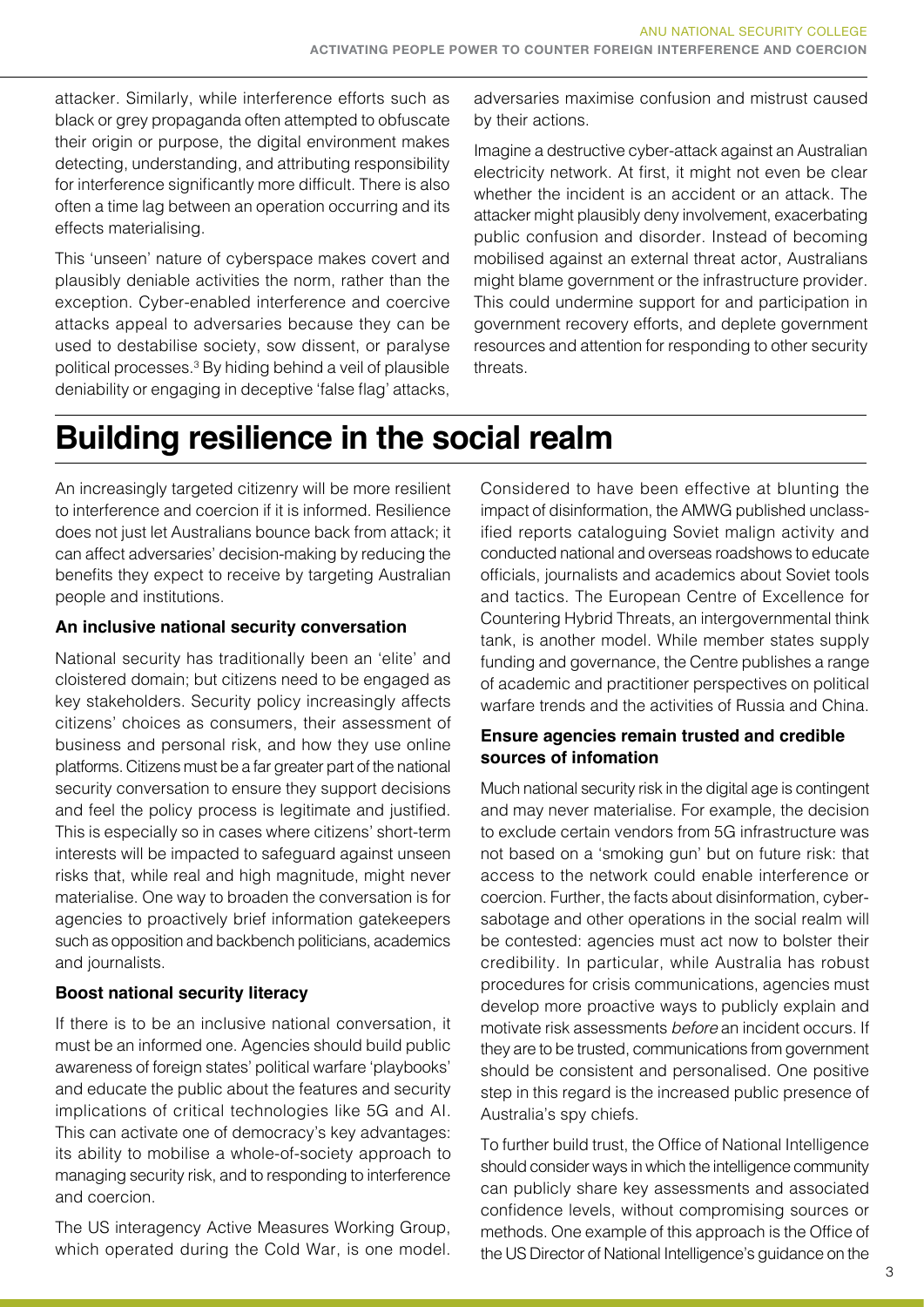attacker. Similarly, while interference efforts such as black or grey propaganda often attempted to obfuscate their origin or purpose, the digital environment makes detecting, understanding, and attributing responsibility for interference significantly more difficult. There is also often a time lag between an operation occurring and its effects materialising.

This 'unseen' nature of cyberspace makes covert and plausibly deniable activities the norm, rather than the exception. Cyber-enabled interference and coercive attacks appeal to adversaries because they can be used to destabilise society, sow dissent, or paralyse political processes.[3] By hiding behind a veil of plausible deniability or engaging in deceptive 'false flag' attacks, adversaries maximise confusion and mistrust caused by their actions.

Imagine a destructive cyber-attack against an Australian electricity network. At first, it might not even be clear whether the incident is an accident or an attack. The attacker might plausibly deny involvement, exacerbating public confusion and disorder. Instead of becoming mobilised against an external threat actor, Australians might blame government or the infrastructure provider. This could undermine support for and participation in government recovery efforts, and deplete government resources and attention for responding to other security threats.

# Building resilience in the social realm

An increasingly targeted citizenry will be more resilient to interference and coercion if it is informed. Resilience does not just let Australians bounce back from attack; it can affect adversaries' decision-making by reducing the benefits they expect to receive by targeting Australian people and institutions.

### An inclusive national security conversation

National security has traditionally been an 'elite' and cloistered domain; but citizens need to be engaged as key stakeholders. Security policy increasingly affects citizens' choices as consumers, their assessment of business and personal risk, and how they use online platforms. Citizens must be a far greater part of the national security conversation to ensure they support decisions and feel the policy process is legitimate and justified. This is especially so in cases where citizens' short-term interests will be impacted to safeguard against unseen risks that, while real and high magnitude, might never materialise. One way to broaden the conversation is for agencies to proactively brief information gatekeepers such as opposition and backbench politicians, academics and journalists.

### Boost national security literacy

If there is to be an inclusive national conversation, it must be an informed one. Agencies should build public awareness of foreign states' political warfare 'playbooks' and educate the public about the features and security implications of critical technologies like 5G and AI. This can activate one of democracy's key advantages: its ability to mobilise a whole-of-society approach to managing security risk, and to responding to interference and coercion.

The US interagency Active Measures Working Group, which operated during the Cold War, is one model. Considered to have been effective at blunting the impact of disinformation, the AMWG published unclassified reports cataloguing Soviet malign activity and conducted national and overseas roadshows to educate officials, journalists and academics about Soviet tools and tactics. The European Centre of Excellence for Countering Hybrid Threats, an intergovernmental think tank, is another model. While member states supply funding and governance, the Centre publishes a range of academic and practitioner perspectives on political warfare trends and the activities of Russia and China.

### Ensure agencies remain trusted and credible sources of infomation

Much national security risk in the digital age is contingent and may never materialise. For example, the decision to exclude certain vendors from 5G infrastructure was not based on a 'smoking gun' but on future risk: that access to the network could enable interference or coercion. Further, the facts about disinformation, cyber-sabotage and other operations in the social realm will be contested: agencies must act now to bolster their credibility. In particular, while Australia has robust procedures for crisis communications, agencies must develop more proactive ways to publicly explain and motivate risk assessments *before* an incident occurs. If they are to be trusted, communications from government should be consistent and personalised. One positive step in this regard is the increased public presence of Australia's spy chiefs.

To further build trust, the Office of National Intelligence should consider ways in which the intelligence community can publicly share key assessments and associated confidence levels, without compromising sources or methods. One example of this approach is the Office of the US Director of National Intelligence's guidance on the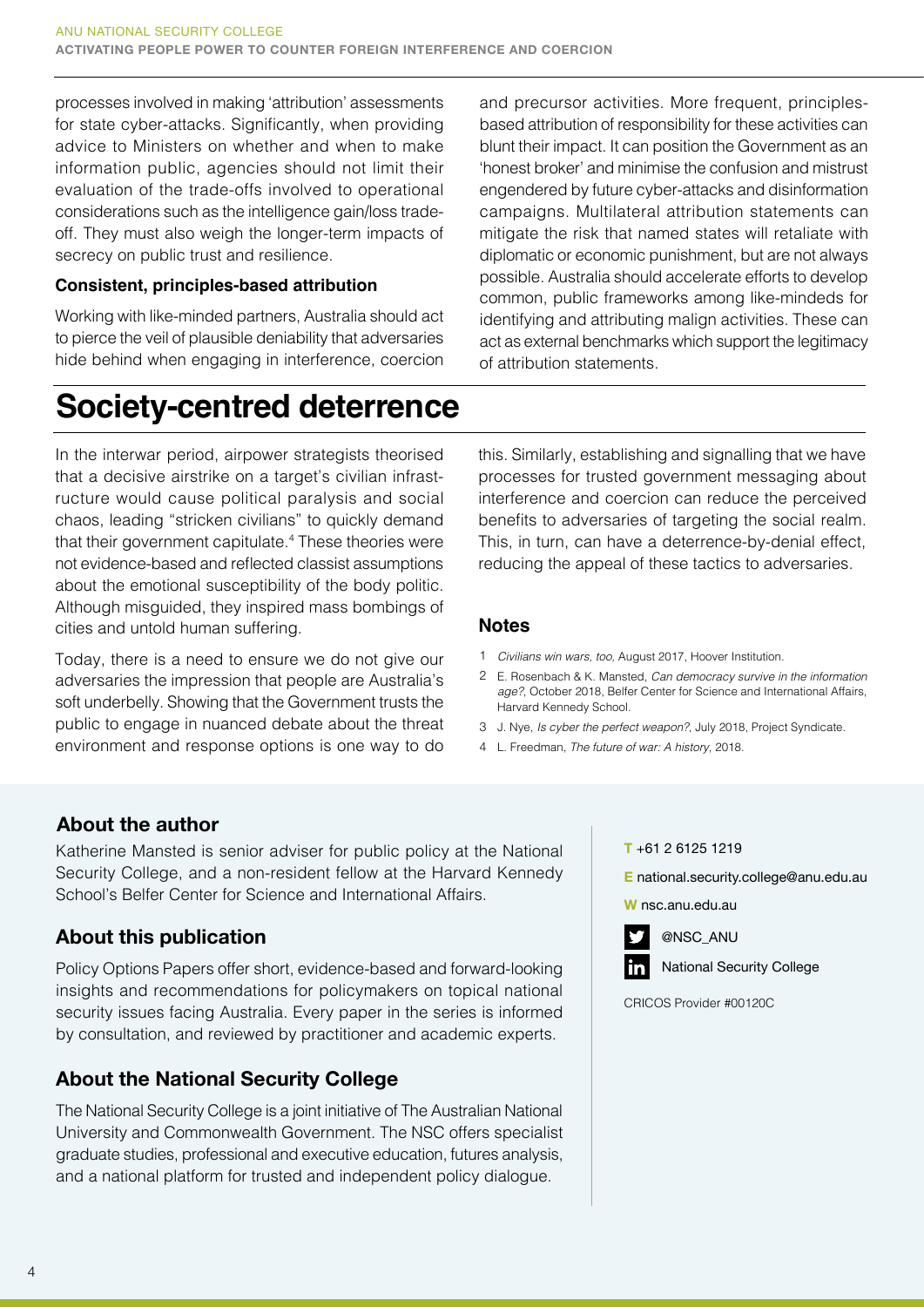processes involved in making 'attribution' assessments for state cyber-attacks. Significantly, when providing advice to Ministers on whether and when to make information public, agencies should not limit their evaluation of the trade-offs involved to operational considerations such as the intelligence gain/loss trade-off. They must also weigh the longer-term impacts of secrecy on public trust and resilience.

**Consistent, principles-based attribution**

Working with like-minded partners, Australia should act to pierce the veil of plausible deniability that adversaries hide behind when engaging in interference, coercion and precursor activities. More frequent, principles-based attribution of responsibility for these activities can blunt their impact. It can position the Government as an 'honest broker' and minimise the confusion and mistrust engendered by future cyber-attacks and disinformation campaigns. Multilateral attribution statements can mitigate the risk that named states will retaliate with diplomatic or economic punishment, but are not always possible. Australia should accelerate efforts to develop common, public frameworks among like-mindeds for identifying and attributing malign activities. These can act as external benchmarks which support the legitimacy of attribution statements.

# Society-centred deterrence

In the interwar period, airpower strategists theorised that a decisive airstrike on a target's civilian infrastructure would cause political paralysis and social chaos, leading "stricken civilians" to quickly demand that their government capitulate.[4] These theories were not evidence-based and reflected classist assumptions about the emotional susceptibility of the body politic. Although misguided, they inspired mass bombings of cities and untold human suffering.

Today, there is a need to ensure we do not give our adversaries the impression that people are Australia's soft underbelly. Showing that the Government trusts the public to engage in nuanced debate about the threat environment and response options is one way to do this. Similarly, establishing and signalling that we have processes for trusted government messaging about interference and coercion can reduce the perceived benefits to adversaries of targeting the social realm. This, in turn, can have a deterrence-by-denial effect, reducing the appeal of these tactics to adversaries.

## Notes

1. *Civilians win wars, too*, August 2017, Hoover Institution.
2. E. Rosenbach & K. Mansted, *Can democracy survive in the information age?*, October 2018, Belfer Center for Science and International Affairs, Harvard Kennedy School.
3. J. Nye, *Is cyber the perfect weapon?*, July 2018, Project Syndicate.
4. L. Freedman, *The future of war: A history*, 2018.

## About the author

Katherine Mansted is senior adviser for public policy at the National Security College, and a non-resident fellow at the Harvard Kennedy School's Belfer Center for Science and International Affairs.

## About this publication

Policy Options Papers offer short, evidence-based and forward-looking insights and recommendations for policymakers on topical national security issues facing Australia. Every paper in the series is informed by consultation, and reviewed by practitioner and academic experts.

## About the National Security College

The National Security College is a joint initiative of The Australian National University and Commonwealth Government. The NSC offers specialist graduate studies, professional and executive education, futures analysis, and a national platform for trusted and independent policy dialogue.

**T** +61 2 6125 1219

**E** national.security.college@anu.edu.au

**W** nsc.anu.edu.au

@NSC_ANU

National Security College

CRICOS Provider #00120C